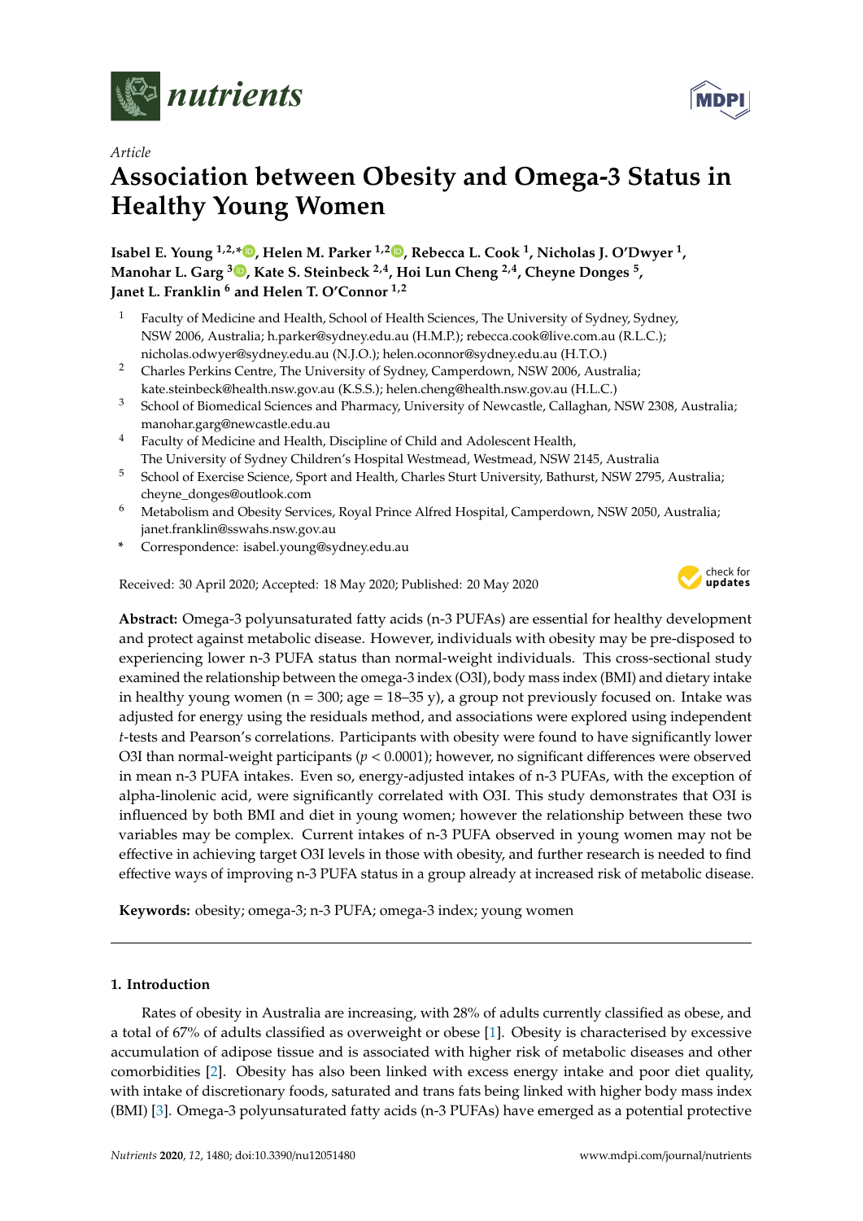*nutrients*

*Article*

# Association between Obesity and Omega-3 Status in Healthy Young Women

**Isabel E. Young [1,2,*], Helen M. Parker [1,2], Rebecca L. Cook [1], Nicholas J. O'Dwyer [1], Manohar L. Garg [3], Kate S. Steinbeck [2,4], Hoi Lun Cheng [2,4], Cheyne Donges [5], Janet L. Franklin [6] and Helen T. O'Connor [1,2]**

1. Faculty of Medicine and Health, School of Health Sciences, The University of Sydney, Sydney, NSW 2006, Australia; h.parker@sydney.edu.au (H.M.P.); rebecca.cook@live.com.au (R.L.C.); nicholas.odwyer@sydney.edu.au (N.J.O.); helen.oconnor@sydney.edu.au (H.T.O.)
2. Charles Perkins Centre, The University of Sydney, Camperdown, NSW 2006, Australia; kate.steinbeck@health.nsw.gov.au (K.S.S.); helen.cheng@health.nsw.gov.au (H.L.C.)
3. School of Biomedical Sciences and Pharmacy, University of Newcastle, Callaghan, NSW 2308, Australia; manohar.garg@newcastle.edu.au
4. Faculty of Medicine and Health, Discipline of Child and Adolescent Health, The University of Sydney Children's Hospital Westmead, Westmead, NSW 2145, Australia
5. School of Exercise Science, Sport and Health, Charles Sturt University, Bathurst, NSW 2795, Australia; cheyne_donges@outlook.com
6. Metabolism and Obesity Services, Royal Prince Alfred Hospital, Camperdown, NSW 2050, Australia; janet.franklin@sswahs.nsw.gov.au

\* Correspondence: isabel.young@sydney.edu.au

Received: 30 April 2020; Accepted: 18 May 2020; Published: 20 May 2020

**Abstract:** Omega-3 polyunsaturated fatty acids (n-3 PUFAs) are essential for healthy development and protect against metabolic disease. However, individuals with obesity may be pre-disposed to experiencing lower n-3 PUFA status than normal-weight individuals. This cross-sectional study examined the relationship between the omega-3 index (O3I), body mass index (BMI) and dietary intake in healthy young women (n = 300; age = 18–35 y), a group not previously focused on. Intake was adjusted for energy using the residuals method, and associations were explored using independent *t*-tests and Pearson's correlations. Participants with obesity were found to have significantly lower O3I than normal-weight participants ($p < 0.0001$); however, no significant differences were observed in mean n-3 PUFA intakes. Even so, energy-adjusted intakes of n-3 PUFAs, with the exception of alpha-linolenic acid, were significantly correlated with O3I. This study demonstrates that O3I is influenced by both BMI and diet in young women; however the relationship between these two variables may be complex. Current intakes of n-3 PUFA observed in young women may not be effective in achieving target O3I levels in those with obesity, and further research is needed to find effective ways of improving n-3 PUFA status in a group already at increased risk of metabolic disease.

**Keywords:** obesity; omega-3; n-3 PUFA; omega-3 index; young women

## 1. Introduction

Rates of obesity in Australia are increasing, with 28% of adults currently classified as obese, and a total of 67% of adults classified as overweight or obese [1]. Obesity is characterised by excessive accumulation of adipose tissue and is associated with higher risk of metabolic diseases and other comorbidities [2]. Obesity has also been linked with excess energy intake and poor diet quality, with intake of discretionary foods, saturated and trans fats being linked with higher body mass index (BMI) [3]. Omega-3 polyunsaturated fatty acids (n-3 PUFAs) have emerged as a potential protective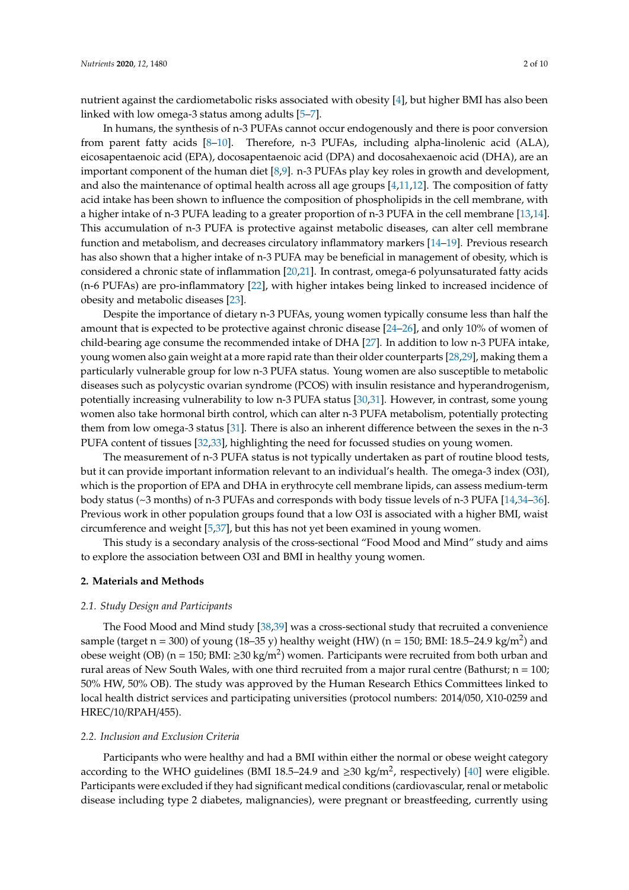nutrient against the cardiometabolic risks associated with obesity [4], but higher BMI has also been linked with low omega-3 status among adults [5–7].

In humans, the synthesis of n-3 PUFAs cannot occur endogenously and there is poor conversion from parent fatty acids [8–10]. Therefore, n-3 PUFAs, including alpha-linolenic acid (ALA), eicosapentaenoic acid (EPA), docosapentaenoic acid (DPA) and docosahexaenoic acid (DHA), are an important component of the human diet [8,9]. n-3 PUFAs play key roles in growth and development, and also the maintenance of optimal health across all age groups [4,11,12]. The composition of fatty acid intake has been shown to influence the composition of phospholipids in the cell membrane, with a higher intake of n-3 PUFA leading to a greater proportion of n-3 PUFA in the cell membrane [13,14]. This accumulation of n-3 PUFA is protective against metabolic diseases, can alter cell membrane function and metabolism, and decreases circulatory inflammatory markers [14–19]. Previous research has also shown that a higher intake of n-3 PUFA may be beneficial in management of obesity, which is considered a chronic state of inflammation [20,21]. In contrast, omega-6 polyunsaturated fatty acids (n-6 PUFAs) are pro-inflammatory [22], with higher intakes being linked to increased incidence of obesity and metabolic diseases [23].

Despite the importance of dietary n-3 PUFAs, young women typically consume less than half the amount that is expected to be protective against chronic disease [24–26], and only 10% of women of child-bearing age consume the recommended intake of DHA [27]. In addition to low n-3 PUFA intake, young women also gain weight at a more rapid rate than their older counterparts [28,29], making them a particularly vulnerable group for low n-3 PUFA status. Young women are also susceptible to metabolic diseases such as polycystic ovarian syndrome (PCOS) with insulin resistance and hyperandrogenism, potentially increasing vulnerability to low n-3 PUFA status [30,31]. However, in contrast, some young women also take hormonal birth control, which can alter n-3 PUFA metabolism, potentially protecting them from low omega-3 status [31]. There is also an inherent difference between the sexes in the n-3 PUFA content of tissues [32,33], highlighting the need for focussed studies on young women.

The measurement of n-3 PUFA status is not typically undertaken as part of routine blood tests, but it can provide important information relevant to an individual's health. The omega-3 index (O3I), which is the proportion of EPA and DHA in erythrocyte cell membrane lipids, can assess medium-term body status (~3 months) of n-3 PUFAs and corresponds with body tissue levels of n-3 PUFA [14,34–36]. Previous work in other population groups found that a low O3I is associated with a higher BMI, waist circumference and weight [5,37], but this has not yet been examined in young women.

This study is a secondary analysis of the cross-sectional "Food Mood and Mind" study and aims to explore the association between O3I and BMI in healthy young women.

## 2. Materials and Methods

### 2.1. Study Design and Participants

The Food Mood and Mind study [38,39] was a cross-sectional study that recruited a convenience sample (target n = 300) of young (18–35 y) healthy weight (HW) (n = 150; BMI: 18.5–24.9 kg/m$^2$) and obese weight (OB) (n = 150; BMI: ≥30 kg/m$^2$) women. Participants were recruited from both urban and rural areas of New South Wales, with one third recruited from a major rural centre (Bathurst; n = 100; 50% HW, 50% OB). The study was approved by the Human Research Ethics Committees linked to local health district services and participating universities (protocol numbers: 2014/050, X10-0259 and HREC/10/RPAH/455).

### 2.2. Inclusion and Exclusion Criteria

Participants who were healthy and had a BMI within either the normal or obese weight category according to the WHO guidelines (BMI 18.5–24.9 and ≥30 kg/m$^2$, respectively) [40] were eligible. Participants were excluded if they had significant medical conditions (cardiovascular, renal or metabolic disease including type 2 diabetes, malignancies), were pregnant or breastfeeding, currently using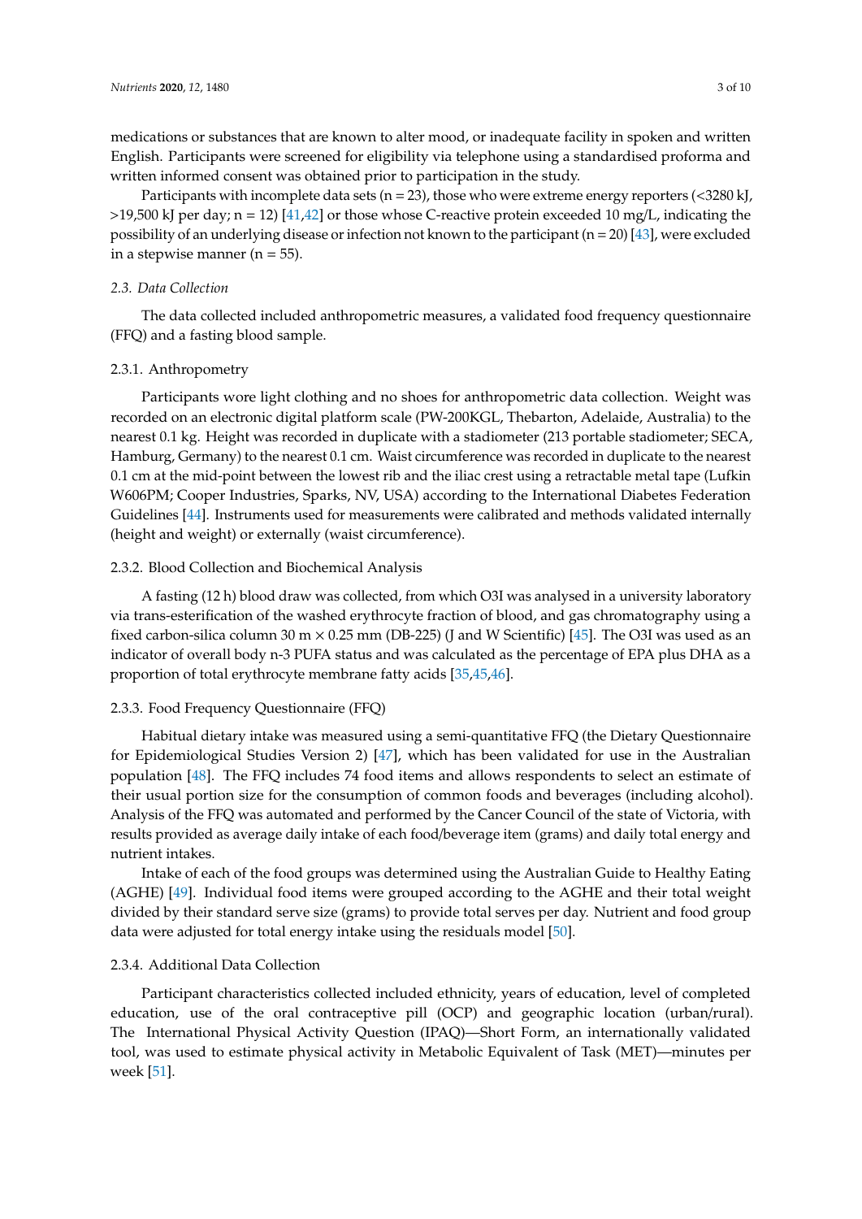medications or substances that are known to alter mood, or inadequate facility in spoken and written English. Participants were screened for eligibility via telephone using a standardised proforma and written informed consent was obtained prior to participation in the study.

Participants with incomplete data sets (n = 23), those who were extreme energy reporters (<3280 kJ, >19,500 kJ per day; n = 12) [41,42] or those whose C-reactive protein exceeded 10 mg/L, indicating the possibility of an underlying disease or infection not known to the participant (n = 20) [43], were excluded in a stepwise manner (n = 55).

### *2.3. Data Collection*

The data collected included anthropometric measures, a validated food frequency questionnaire (FFQ) and a fasting blood sample.

#### 2.3.1. Anthropometry

Participants wore light clothing and no shoes for anthropometric data collection. Weight was recorded on an electronic digital platform scale (PW-200KGL, Thebarton, Adelaide, Australia) to the nearest 0.1 kg. Height was recorded in duplicate with a stadiometer (213 portable stadiometer; SECA, Hamburg, Germany) to the nearest 0.1 cm. Waist circumference was recorded in duplicate to the nearest 0.1 cm at the mid-point between the lowest rib and the iliac crest using a retractable metal tape (Lufkin W606PM; Cooper Industries, Sparks, NV, USA) according to the International Diabetes Federation Guidelines [44]. Instruments used for measurements were calibrated and methods validated internally (height and weight) or externally (waist circumference).

#### 2.3.2. Blood Collection and Biochemical Analysis

A fasting (12 h) blood draw was collected, from which O3I was analysed in a university laboratory via trans-esterification of the washed erythrocyte fraction of blood, and gas chromatography using a fixed carbon-silica column 30 m × 0.25 mm (DB-225) (J and W Scientific) [45]. The O3I was used as an indicator of overall body n-3 PUFA status and was calculated as the percentage of EPA plus DHA as a proportion of total erythrocyte membrane fatty acids [35,45,46].

#### 2.3.3. Food Frequency Questionnaire (FFQ)

Habitual dietary intake was measured using a semi-quantitative FFQ (the Dietary Questionnaire for Epidemiological Studies Version 2) [47], which has been validated for use in the Australian population [48]. The FFQ includes 74 food items and allows respondents to select an estimate of their usual portion size for the consumption of common foods and beverages (including alcohol). Analysis of the FFQ was automated and performed by the Cancer Council of the state of Victoria, with results provided as average daily intake of each food/beverage item (grams) and daily total energy and nutrient intakes.

Intake of each of the food groups was determined using the Australian Guide to Healthy Eating (AGHE) [49]. Individual food items were grouped according to the AGHE and their total weight divided by their standard serve size (grams) to provide total serves per day. Nutrient and food group data were adjusted for total energy intake using the residuals model [50].

#### 2.3.4. Additional Data Collection

Participant characteristics collected included ethnicity, years of education, level of completed education, use of the oral contraceptive pill (OCP) and geographic location (urban/rural). The International Physical Activity Question (IPAQ)—Short Form, an internationally validated tool, was used to estimate physical activity in Metabolic Equivalent of Task (MET)—minutes per week [51].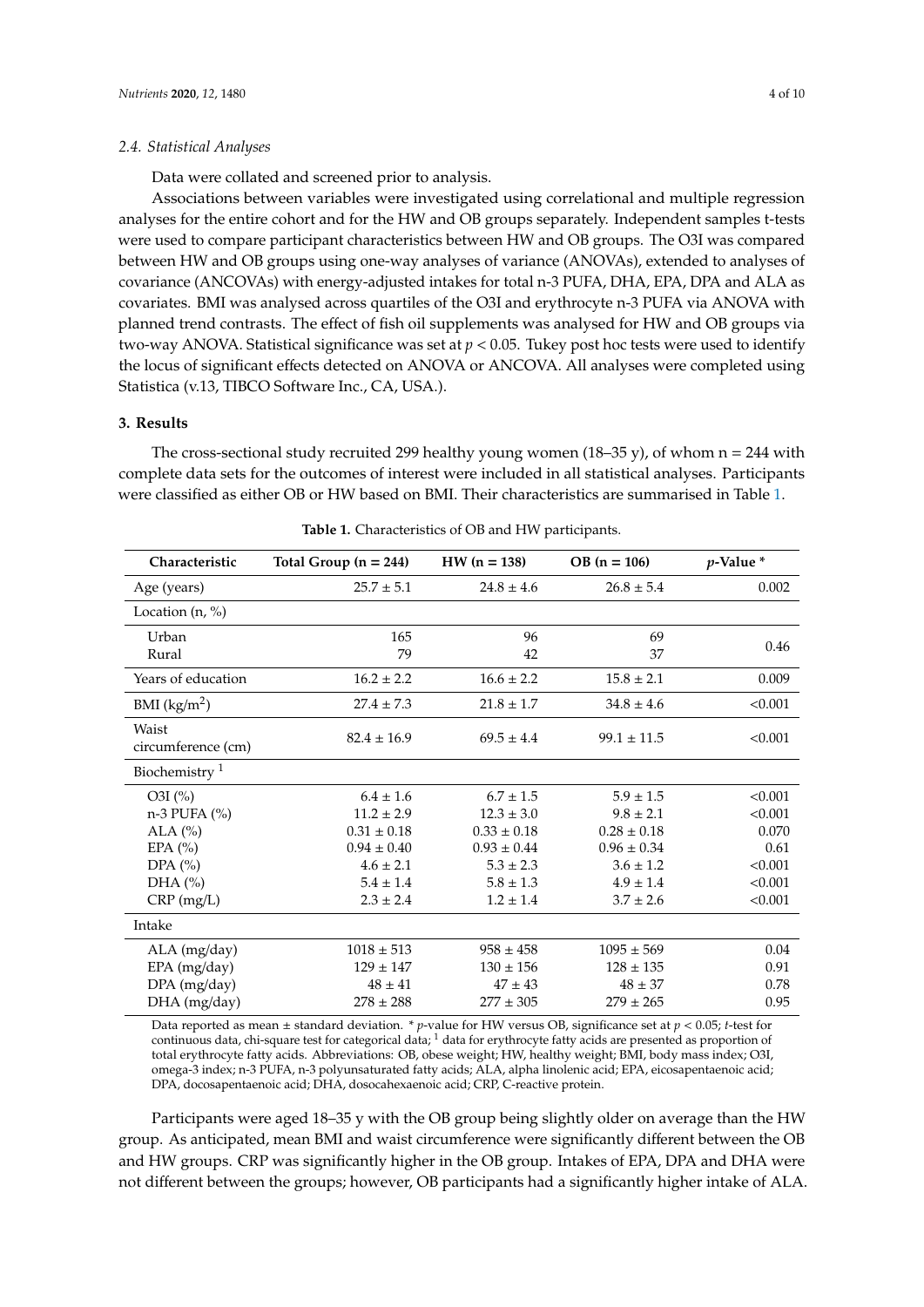### 2.4. Statistical Analyses

Data were collated and screened prior to analysis.

Associations between variables were investigated using correlational and multiple regression analyses for the entire cohort and for the HW and OB groups separately. Independent samples t-tests were used to compare participant characteristics between HW and OB groups. The O3I was compared between HW and OB groups using one-way analyses of variance (ANOVAs), extended to analyses of covariance (ANCOVAs) with energy-adjusted intakes for total n-3 PUFA, DHA, EPA, DPA and ALA as covariates. BMI was analysed across quartiles of the O3I and erythrocyte n-3 PUFA via ANOVA with planned trend contrasts. The effect of fish oil supplements was analysed for HW and OB groups via two-way ANOVA. Statistical significance was set at $p < 0.05$. Tukey post hoc tests were used to identify the locus of significant effects detected on ANOVA or ANCOVA. All analyses were completed using Statistica (v.13, TIBCO Software Inc., CA, USA.).

## 3. Results

The cross-sectional study recruited 299 healthy young women (18–35 y), of whom n = 244 with complete data sets for the outcomes of interest were included in all statistical analyses. Participants were classified as either OB or HW based on BMI. Their characteristics are summarised in Table 1.

**Table 1.** Characteristics of OB and HW participants.

| Characteristic | Total Group (n = 244) | HW (n = 138) | OB (n = 106) | *p*-Value * |
|---|---|---|---|---|
| Age (years) | 25.7 ± 5.1 | 24.8 ± 4.6 | 26.8 ± 5.4 | 0.002 |
| Location (n, %) | | | | |
| Urban | 165 | 96 | 69 | 0.46 |
| Rural | 79 | 42 | 37 | |
| Years of education | 16.2 ± 2.2 | 16.6 ± 2.2 | 15.8 ± 2.1 | 0.009 |
| BMI (kg/m$^2$) | 27.4 ± 7.3 | 21.8 ± 1.7 | 34.8 ± 4.6 | <0.001 |
| Waist circumference (cm) | 82.4 ± 16.9 | 69.5 ± 4.4 | 99.1 ± 11.5 | <0.001 |
| Biochemistry [1] | | | | |
| O3I (%) | 6.4 ± 1.6 | 6.7 ± 1.5 | 5.9 ± 1.5 | <0.001 |
| n-3 PUFA (%) | 11.2 ± 2.9 | 12.3 ± 3.0 | 9.8 ± 2.1 | <0.001 |
| ALA (%) | 0.31 ± 0.18 | 0.33 ± 0.18 | 0.28 ± 0.18 | 0.070 |
| EPA (%) | 0.94 ± 0.40 | 0.93 ± 0.44 | 0.96 ± 0.34 | 0.61 |
| DPA (%) | 4.6 ± 2.1 | 5.3 ± 2.3 | 3.6 ± 1.2 | <0.001 |
| DHA (%) | 5.4 ± 1.4 | 5.8 ± 1.3 | 4.9 ± 1.4 | <0.001 |
| CRP (mg/L) | 2.3 ± 2.4 | 1.2 ± 1.4 | 3.7 ± 2.6 | <0.001 |
| Intake | | | | |
| ALA (mg/day) | 1018 ± 513 | 958 ± 458 | 1095 ± 569 | 0.04 |
| EPA (mg/day) | 129 ± 147 | 130 ± 156 | 128 ± 135 | 0.91 |
| DPA (mg/day) | 48 ± 41 | 47 ± 43 | 48 ± 37 | 0.78 |
| DHA (mg/day) | 278 ± 288 | 277 ± 305 | 279 ± 265 | 0.95 |

Data reported as mean ± standard deviation. * *p*-value for HW versus OB, significance set at $p < 0.05$; *t*-test for continuous data, chi-square test for categorical data; [1] data for erythrocyte fatty acids are presented as proportion of total erythrocyte fatty acids. Abbreviations: OB, obese weight; HW, healthy weight; BMI, body mass index; O3I, omega-3 index; n-3 PUFA, n-3 polyunsaturated fatty acids; ALA, alpha linolenic acid; EPA, eicosapentaenoic acid; DPA, docosapentaenoic acid; DHA, dosocahexaenoic acid; CRP, C-reactive protein.

Participants were aged 18–35 y with the OB group being slightly older on average than the HW group. As anticipated, mean BMI and waist circumference were significantly different between the OB and HW groups. CRP was significantly higher in the OB group. Intakes of EPA, DPA and DHA were not different between the groups; however, OB participants had a significantly higher intake of ALA.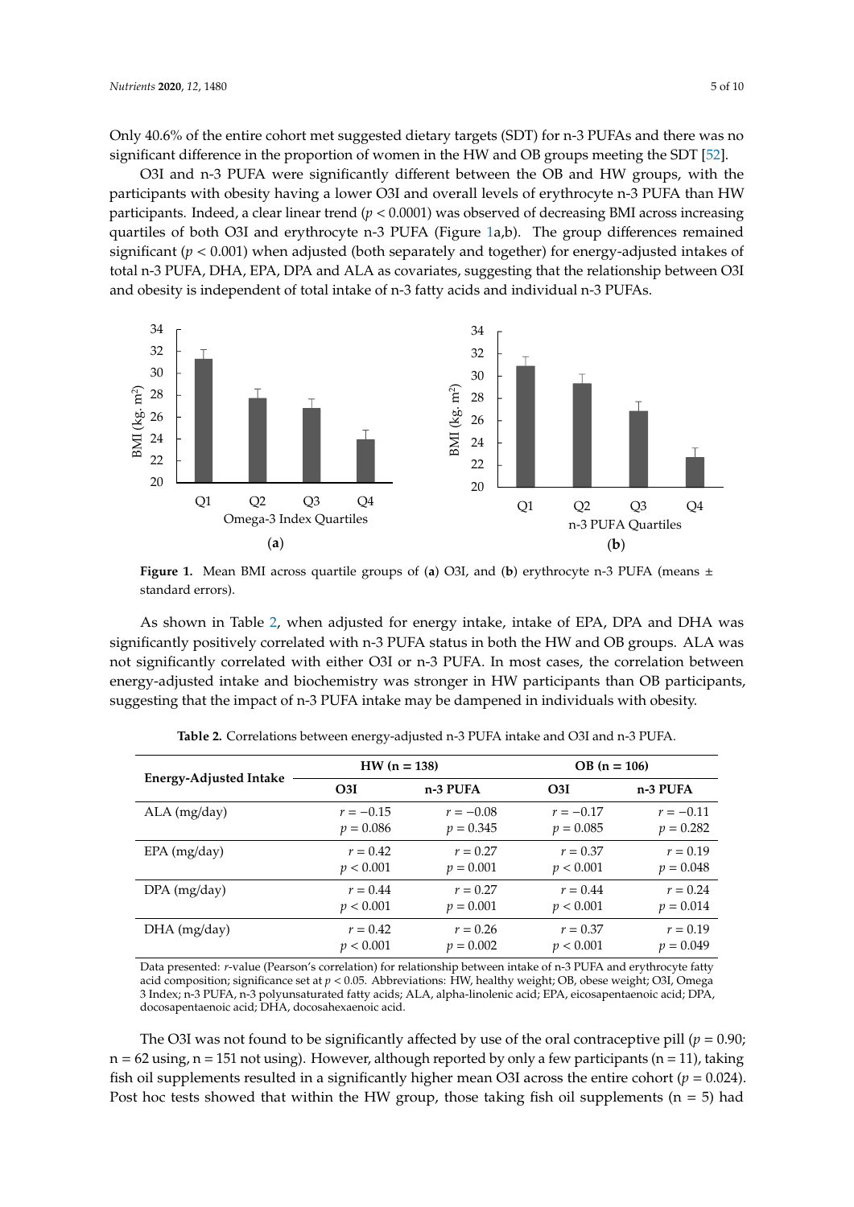Only 40.6% of the entire cohort met suggested dietary targets (SDT) for n-3 PUFAs and there was no significant difference in the proportion of women in the HW and OB groups meeting the SDT [52].

O3I and n-3 PUFA were significantly different between the OB and HW groups, with the participants with obesity having a lower O3I and overall levels of erythrocyte n-3 PUFA than HW participants. Indeed, a clear linear trend ($p < 0.0001$) was observed of decreasing BMI across increasing quartiles of both O3I and erythrocyte n-3 PUFA (Figure 1a,b). The group differences remained significant ($p < 0.001$) when adjusted (both separately and together) for energy-adjusted intakes of total n-3 PUFA, DHA, EPA, DPA and ALA as covariates, suggesting that the relationship between O3I and obesity is independent of total intake of n-3 fatty acids and individual n-3 PUFAs.

**Figure 1.** Mean BMI across quartile groups of (**a**) O3I, and (**b**) erythrocyte n-3 PUFA (means ± standard errors).

As shown in Table 2, when adjusted for energy intake, intake of EPA, DPA and DHA was significantly positively correlated with n-3 PUFA status in both the HW and OB groups. ALA was not significantly correlated with either O3I or n-3 PUFA. In most cases, the correlation between energy-adjusted intake and biochemistry was stronger in HW participants than OB participants, suggesting that the impact of n-3 PUFA intake may be dampened in individuals with obesity.

**Table 2.** Correlations between energy-adjusted n-3 PUFA intake and O3I and n-3 PUFA.

| Energy-Adjusted Intake | HW (n = 138) | | OB (n = 106) | |
|---|---|---|---|---|
| | O3I | n-3 PUFA | O3I | n-3 PUFA |
| ALA (mg/day) | $r = -0.15$ $p = 0.086$ | $r = -0.08$ $p = 0.345$ | $r = -0.17$ $p = 0.085$ | $r = -0.11$ $p = 0.282$ |
| EPA (mg/day) | $r = 0.42$ $p < 0.001$ | $r = 0.27$ $p = 0.001$ | $r = 0.37$ $p < 0.001$ | $r = 0.19$ $p = 0.048$ |
| DPA (mg/day) | $r = 0.44$ $p < 0.001$ | $r = 0.27$ $p = 0.001$ | $r = 0.44$ $p < 0.001$ | $r = 0.24$ $p = 0.014$ |
| DHA (mg/day) | $r = 0.42$ $p < 0.001$ | $r = 0.26$ $p = 0.002$ | $r = 0.37$ $p < 0.001$ | $r = 0.19$ $p = 0.049$ |

Data presented: *r*-value (Pearson's correlation) for relationship between intake of n-3 PUFA and erythrocyte fatty acid composition; significance set at $p < 0.05$. Abbreviations: HW, healthy weight; OB, obese weight; O3I, Omega 3 Index; n-3 PUFA, n-3 polyunsaturated fatty acids; ALA, alpha-linolenic acid; EPA, eicosapentaenoic acid; DPA, docosapentaenoic acid; DHA, docosahexaenoic acid.

The O3I was not found to be significantly affected by use of the oral contraceptive pill ($p = 0.90$; n = 62 using, n = 151 not using). However, although reported by only a few participants (n = 11), taking fish oil supplements resulted in a significantly higher mean O3I across the entire cohort ($p = 0.024$). Post hoc tests showed that within the HW group, those taking fish oil supplements (n = 5) had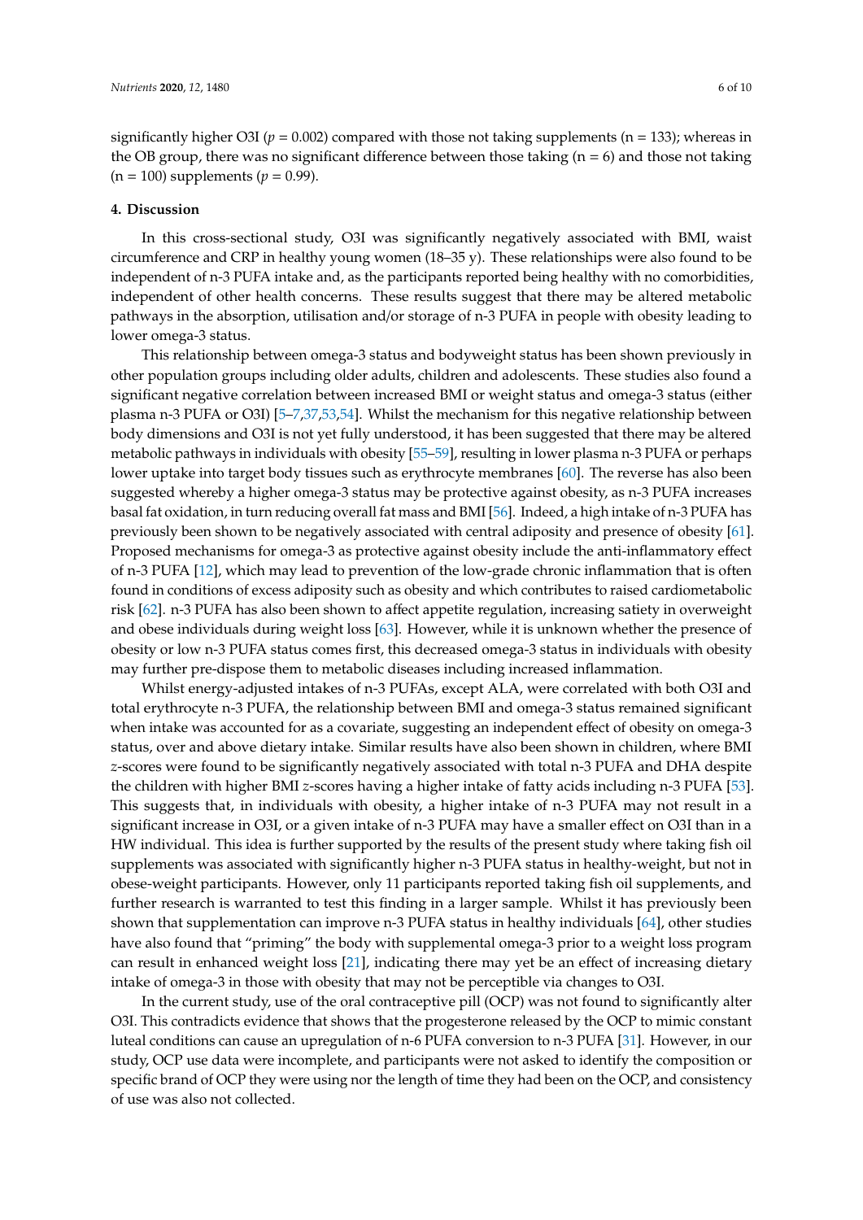significantly higher O3I ($p = 0.002$) compared with those not taking supplements (n = 133); whereas in the OB group, there was no significant difference between those taking (n = 6) and those not taking (n = 100) supplements ($p = 0.99$).

## 4. Discussion

In this cross-sectional study, O3I was significantly negatively associated with BMI, waist circumference and CRP in healthy young women (18–35 y). These relationships were also found to be independent of n-3 PUFA intake and, as the participants reported being healthy with no comorbidities, independent of other health concerns. These results suggest that there may be altered metabolic pathways in the absorption, utilisation and/or storage of n-3 PUFA in people with obesity leading to lower omega-3 status.

This relationship between omega-3 status and bodyweight status has been shown previously in other population groups including older adults, children and adolescents. These studies also found a significant negative correlation between increased BMI or weight status and omega-3 status (either plasma n-3 PUFA or O3I) [5–7,37,53,54]. Whilst the mechanism for this negative relationship between body dimensions and O3I is not yet fully understood, it has been suggested that there may be altered metabolic pathways in individuals with obesity [55–59], resulting in lower plasma n-3 PUFA or perhaps lower uptake into target body tissues such as erythrocyte membranes [60]. The reverse has also been suggested whereby a higher omega-3 status may be protective against obesity, as n-3 PUFA increases basal fat oxidation, in turn reducing overall fat mass and BMI [56]. Indeed, a high intake of n-3 PUFA has previously been shown to be negatively associated with central adiposity and presence of obesity [61]. Proposed mechanisms for omega-3 as protective against obesity include the anti-inflammatory effect of n-3 PUFA [12], which may lead to prevention of the low-grade chronic inflammation that is often found in conditions of excess adiposity such as obesity and which contributes to raised cardiometabolic risk [62]. n-3 PUFA has also been shown to affect appetite regulation, increasing satiety in overweight and obese individuals during weight loss [63]. However, while it is unknown whether the presence of obesity or low n-3 PUFA status comes first, this decreased omega-3 status in individuals with obesity may further pre-dispose them to metabolic diseases including increased inflammation.

Whilst energy-adjusted intakes of n-3 PUFAs, except ALA, were correlated with both O3I and total erythrocyte n-3 PUFA, the relationship between BMI and omega-3 status remained significant when intake was accounted for as a covariate, suggesting an independent effect of obesity on omega-3 status, over and above dietary intake. Similar results have also been shown in children, where BMI *z*-scores were found to be significantly negatively associated with total n-3 PUFA and DHA despite the children with higher BMI *z*-scores having a higher intake of fatty acids including n-3 PUFA [53]. This suggests that, in individuals with obesity, a higher intake of n-3 PUFA may not result in a significant increase in O3I, or a given intake of n-3 PUFA may have a smaller effect on O3I than in a HW individual. This idea is further supported by the results of the present study where taking fish oil supplements was associated with significantly higher n-3 PUFA status in healthy-weight, but not in obese-weight participants. However, only 11 participants reported taking fish oil supplements, and further research is warranted to test this finding in a larger sample. Whilst it has previously been shown that supplementation can improve n-3 PUFA status in healthy individuals [64], other studies have also found that "priming" the body with supplemental omega-3 prior to a weight loss program can result in enhanced weight loss [21], indicating there may yet be an effect of increasing dietary intake of omega-3 in those with obesity that may not be perceptible via changes to O3I.

In the current study, use of the oral contraceptive pill (OCP) was not found to significantly alter O3I. This contradicts evidence that shows that the progesterone released by the OCP to mimic constant luteal conditions can cause an upregulation of n-6 PUFA conversion to n-3 PUFA [31]. However, in our study, OCP use data were incomplete, and participants were not asked to identify the composition or specific brand of OCP they were using nor the length of time they had been on the OCP, and consistency of use was also not collected.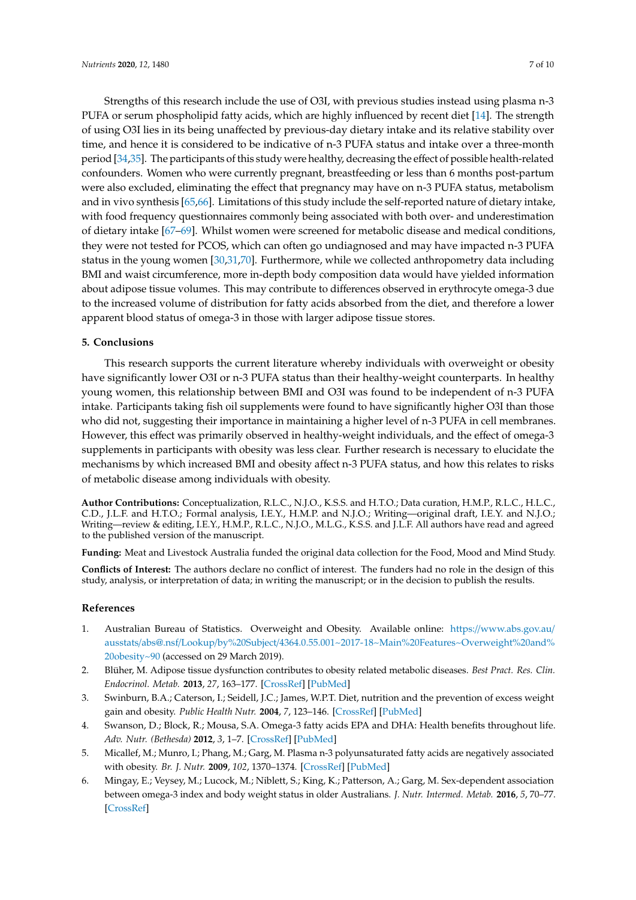Strengths of this research include the use of O3I, with previous studies instead using plasma n-3 PUFA or serum phospholipid fatty acids, which are highly influenced by recent diet [14]. The strength of using O3I lies in its being unaffected by previous-day dietary intake and its relative stability over time, and hence it is considered to be indicative of n-3 PUFA status and intake over a three-month period [34,35]. The participants of this study were healthy, decreasing the effect of possible health-related confounders. Women who were currently pregnant, breastfeeding or less than 6 months post-partum were also excluded, eliminating the effect that pregnancy may have on n-3 PUFA status, metabolism and in vivo synthesis [65,66]. Limitations of this study include the self-reported nature of dietary intake, with food frequency questionnaires commonly being associated with both over- and underestimation of dietary intake [67–69]. Whilst women were screened for metabolic disease and medical conditions, they were not tested for PCOS, which can often go undiagnosed and may have impacted n-3 PUFA status in the young women [30,31,70]. Furthermore, while we collected anthropometry data including BMI and waist circumference, more in-depth body composition data would have yielded information about adipose tissue volumes. This may contribute to differences observed in erythrocyte omega-3 due to the increased volume of distribution for fatty acids absorbed from the diet, and therefore a lower apparent blood status of omega-3 in those with larger adipose tissue stores.

## 5. Conclusions

This research supports the current literature whereby individuals with overweight or obesity have significantly lower O3I or n-3 PUFA status than their healthy-weight counterparts. In healthy young women, this relationship between BMI and O3I was found to be independent of n-3 PUFA intake. Participants taking fish oil supplements were found to have significantly higher O3I than those who did not, suggesting their importance in maintaining a higher level of n-3 PUFA in cell membranes. However, this effect was primarily observed in healthy-weight individuals, and the effect of omega-3 supplements in participants with obesity was less clear. Further research is necessary to elucidate the mechanisms by which increased BMI and obesity affect n-3 PUFA status, and how this relates to risks of metabolic disease among individuals with obesity.

**Author Contributions:** Conceptualization, R.L.C., N.J.O., K.S.S. and H.T.O.; Data curation, H.M.P., R.L.C., H.L.C., C.D., J.L.F. and H.T.O.; Formal analysis, I.E.Y., H.M.P. and N.J.O.; Writing—original draft, I.E.Y. and N.J.O.; Writing—review & editing, I.E.Y., H.M.P., R.L.C., N.J.O., M.L.G., K.S.S. and J.L.F. All authors have read and agreed to the published version of the manuscript.

**Funding:** Meat and Livestock Australia funded the original data collection for the Food, Mood and Mind Study.

**Conflicts of Interest:** The authors declare no conflict of interest. The funders had no role in the design of this study, analysis, or interpretation of data; in writing the manuscript; or in the decision to publish the results.

## References

1. Australian Bureau of Statistics. Overweight and Obesity. Available online: https://www.abs.gov.au/ausstats/abs@.nsf/Lookup/by%20Subject/4364.0.55.001~2017-18~Main%20Features~Overweight%20and%20obesity~90 (accessed on 29 March 2019).
2. Blüher, M. Adipose tissue dysfunction contributes to obesity related metabolic diseases. *Best Pract. Res. Clin. Endocrinol. Metab.* **2013**, *27*, 163–177. [CrossRef] [PubMed]
3. Swinburn, B.A.; Caterson, I.; Seidell, J.C.; James, W.P.T. Diet, nutrition and the prevention of excess weight gain and obesity. *Public Health Nutr.* **2004**, *7*, 123–146. [CrossRef] [PubMed]
4. Swanson, D.; Block, R.; Mousa, S.A. Omega-3 fatty acids EPA and DHA: Health benefits throughout life. *Adv. Nutr. (Bethesda)* **2012**, *3*, 1–7. [CrossRef] [PubMed]
5. Micallef, M.; Munro, I.; Phang, M.; Garg, M. Plasma n-3 polyunsaturated fatty acids are negatively associated with obesity. *Br. J. Nutr.* **2009**, *102*, 1370–1374. [CrossRef] [PubMed]
6. Mingay, E.; Veysey, M.; Lucock, M.; Niblett, S.; King, K.; Patterson, A.; Garg, M. Sex-dependent association between omega-3 index and body weight status in older Australians. *J. Nutr. Intermed. Metab.* **2016**, *5*, 70–77. [CrossRef]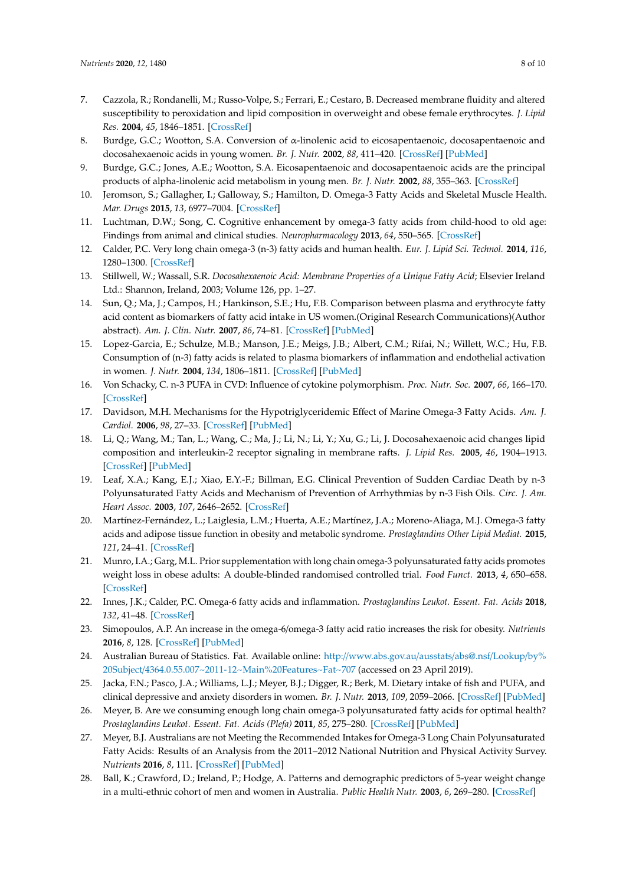7. Cazzola, R.; Rondanelli, M.; Russo-Volpe, S.; Ferrari, E.; Cestaro, B. Decreased membrane fluidity and altered susceptibility to peroxidation and lipid composition in overweight and obese female erythrocytes. *J. Lipid Res.* **2004**, *45*, 1846–1851. [CrossRef]
8. Burdge, G.C.; Wootton, S.A. Conversion of α-linolenic acid to eicosapentaenoic, docosapentaenoic and docosahexaenoic acids in young women. *Br. J. Nutr.* **2002**, *88*, 411–420. [CrossRef] [PubMed]
9. Burdge, G.C.; Jones, A.E.; Wootton, S.A. Eicosapentaenoic and docosapentaenoic acids are the principal products of alpha-linolenic acid metabolism in young men. *Br. J. Nutr.* **2002**, *88*, 355–363. [CrossRef]
10. Jeromson, S.; Gallagher, I.; Galloway, S.; Hamilton, D. Omega-3 Fatty Acids and Skeletal Muscle Health. *Mar. Drugs* **2015**, *13*, 6977–7004. [CrossRef]
11. Luchtman, D.W.; Song, C. Cognitive enhancement by omega-3 fatty acids from child-hood to old age: Findings from animal and clinical studies. *Neuropharmacology* **2013**, *64*, 550–565. [CrossRef]
12. Calder, P.C. Very long chain omega-3 (n-3) fatty acids and human health. *Eur. J. Lipid Sci. Technol.* **2014**, *116*, 1280–1300. [CrossRef]
13. Stillwell, W.; Wassall, S.R. *Docosahexaenoic Acid: Membrane Properties of a Unique Fatty Acid*; Elsevier Ireland Ltd.: Shannon, Ireland, 2003; Volume 126, pp. 1–27.
14. Sun, Q.; Ma, J.; Campos, H.; Hankinson, S.E.; Hu, F.B. Comparison between plasma and erythrocyte fatty acid content as biomarkers of fatty acid intake in US women.(Original Research Communications)(Author abstract). *Am. J. Clin. Nutr.* **2007**, *86*, 74–81. [CrossRef] [PubMed]
15. Lopez-Garcia, E.; Schulze, M.B.; Manson, J.E.; Meigs, J.B.; Albert, C.M.; Rifai, N.; Willett, W.C.; Hu, F.B. Consumption of (n-3) fatty acids is related to plasma biomarkers of inflammation and endothelial activation in women. *J. Nutr.* **2004**, *134*, 1806–1811. [CrossRef] [PubMed]
16. Von Schacky, C. n-3 PUFA in CVD: Influence of cytokine polymorphism. *Proc. Nutr. Soc.* **2007**, *66*, 166–170. [CrossRef]
17. Davidson, M.H. Mechanisms for the Hypotriglyceridemic Effect of Marine Omega-3 Fatty Acids. *Am. J. Cardiol.* **2006**, *98*, 27–33. [CrossRef] [PubMed]
18. Li, Q.; Wang, M.; Tan, L.; Wang, C.; Ma, J.; Li, N.; Li, Y.; Xu, G.; Li, J. Docosahexaenoic acid changes lipid composition and interleukin-2 receptor signaling in membrane rafts. *J. Lipid Res.* **2005**, *46*, 1904–1913. [CrossRef] [PubMed]
19. Leaf, X.A.; Kang, E.J.; Xiao, E.Y.-F.; Billman, E.G. Clinical Prevention of Sudden Cardiac Death by n-3 Polyunsaturated Fatty Acids and Mechanism of Prevention of Arrhythmias by n-3 Fish Oils. *Circ. J. Am. Heart Assoc.* **2003**, *107*, 2646–2652. [CrossRef]
20. Martínez-Fernández, L.; Laiglesia, L.M.; Huerta, A.E.; Martínez, J.A.; Moreno-Aliaga, M.J. Omega-3 fatty acids and adipose tissue function in obesity and metabolic syndrome. *Prostaglandins Other Lipid Mediat.* **2015**, *121*, 24–41. [CrossRef]
21. Munro, I.A.; Garg, M.L. Prior supplementation with long chain omega-3 polyunsaturated fatty acids promotes weight loss in obese adults: A double-blinded randomised controlled trial. *Food Funct.* **2013**, *4*, 650–658. [CrossRef]
22. Innes, J.K.; Calder, P.C. Omega-6 fatty acids and inflammation. *Prostaglandins Leukot. Essent. Fat. Acids* **2018**, *132*, 41–48. [CrossRef]
23. Simopoulos, A.P. An increase in the omega-6/omega-3 fatty acid ratio increases the risk for obesity. *Nutrients* **2016**, *8*, 128. [CrossRef] [PubMed]
24. Australian Bureau of Statistics. Fat. Available online: http://www.abs.gov.au/ausstats/abs@.nsf/Lookup/by%20Subject/4364.0.55.007~2011-12~Main%20Features~Fat~707 (accessed on 23 April 2019).
25. Jacka, F.N.; Pasco, J.A.; Williams, L.J.; Meyer, B.J.; Digger, R.; Berk, M. Dietary intake of fish and PUFA, and clinical depressive and anxiety disorders in women. *Br. J. Nutr.* **2013**, *109*, 2059–2066. [CrossRef] [PubMed]
26. Meyer, B. Are we consuming enough long chain omega-3 polyunsaturated fatty acids for optimal health? *Prostaglandins Leukot. Essent. Fat. Acids (Plefa)* **2011**, *85*, 275–280. [CrossRef] [PubMed]
27. Meyer, B.J. Australians are not Meeting the Recommended Intakes for Omega-3 Long Chain Polyunsaturated Fatty Acids: Results of an Analysis from the 2011–2012 National Nutrition and Physical Activity Survey. *Nutrients* **2016**, *8*, 111. [CrossRef] [PubMed]
28. Ball, K.; Crawford, D.; Ireland, P.; Hodge, A. Patterns and demographic predictors of 5-year weight change in a multi-ethnic cohort of men and women in Australia. *Public Health Nutr.* **2003**, *6*, 269–280. [CrossRef]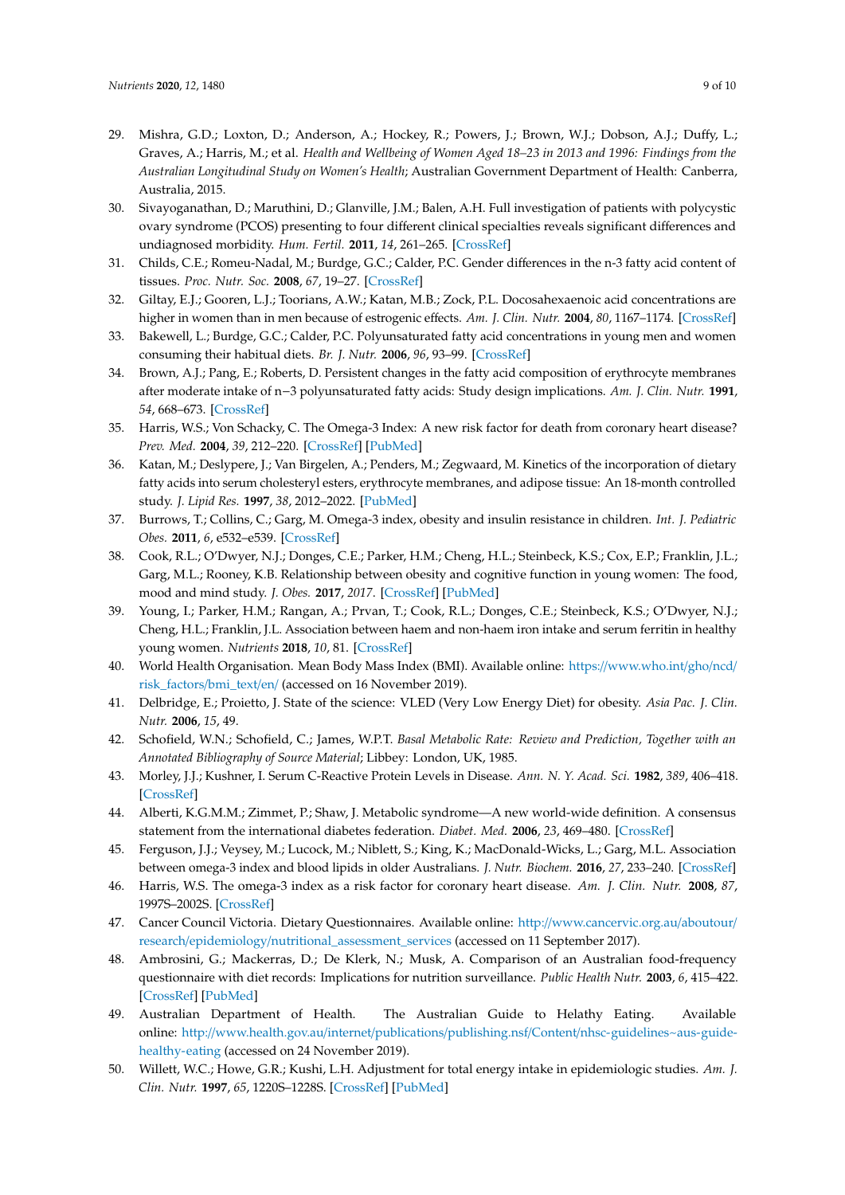29. Mishra, G.D.; Loxton, D.; Anderson, A.; Hockey, R.; Powers, J.; Brown, W.J.; Dobson, A.J.; Duffy, L.; Graves, A.; Harris, M.; et al. *Health and Wellbeing of Women Aged 18–23 in 2013 and 1996: Findings from the Australian Longitudinal Study on Women's Health*; Australian Government Department of Health: Canberra, Australia, 2015.
30. Sivayoganathan, D.; Maruthini, D.; Glanville, J.M.; Balen, A.H. Full investigation of patients with polycystic ovary syndrome (PCOS) presenting to four different clinical specialties reveals significant differences and undiagnosed morbidity. *Hum. Fertil.* **2011**, *14*, 261–265. [CrossRef]
31. Childs, C.E.; Romeu-Nadal, M.; Burdge, G.C.; Calder, P.C. Gender differences in the n-3 fatty acid content of tissues. *Proc. Nutr. Soc.* **2008**, *67*, 19–27. [CrossRef]
32. Giltay, E.J.; Gooren, L.J.; Toorians, A.W.; Katan, M.B.; Zock, P.L. Docosahexaenoic acid concentrations are higher in women than in men because of estrogenic effects. *Am. J. Clin. Nutr.* **2004**, *80*, 1167–1174. [CrossRef]
33. Bakewell, L.; Burdge, G.C.; Calder, P.C. Polyunsaturated fatty acid concentrations in young men and women consuming their habitual diets. *Br. J. Nutr.* **2006**, *96*, 93–99. [CrossRef]
34. Brown, A.J.; Pang, E.; Roberts, D. Persistent changes in the fatty acid composition of erythrocyte membranes after moderate intake of n−3 polyunsaturated fatty acids: Study design implications. *Am. J. Clin. Nutr.* **1991**, *54*, 668–673. [CrossRef]
35. Harris, W.S.; Von Schacky, C. The Omega-3 Index: A new risk factor for death from coronary heart disease? *Prev. Med.* **2004**, *39*, 212–220. [CrossRef] [PubMed]
36. Katan, M.; Deslypere, J.; Van Birgelen, A.; Penders, M.; Zegwaard, M. Kinetics of the incorporation of dietary fatty acids into serum cholesteryl esters, erythrocyte membranes, and adipose tissue: An 18-month controlled study. *J. Lipid Res.* **1997**, *38*, 2012–2022. [PubMed]
37. Burrows, T.; Collins, C.; Garg, M. Omega-3 index, obesity and insulin resistance in children. *Int. J. Pediatric Obes.* **2011**, *6*, e532–e539. [CrossRef]
38. Cook, R.L.; O'Dwyer, N.J.; Donges, C.E.; Parker, H.M.; Cheng, H.L.; Steinbeck, K.S.; Cox, E.P.; Franklin, J.L.; Garg, M.L.; Rooney, K.B. Relationship between obesity and cognitive function in young women: The food, mood and mind study. *J. Obes.* **2017**, *2017*. [CrossRef] [PubMed]
39. Young, I.; Parker, H.M.; Rangan, A.; Prvan, T.; Cook, R.L.; Donges, C.E.; Steinbeck, K.S.; O'Dwyer, N.J.; Cheng, H.L.; Franklin, J.L. Association between haem and non-haem iron intake and serum ferritin in healthy young women. *Nutrients* **2018**, *10*, 81. [CrossRef]
40. World Health Organisation. Mean Body Mass Index (BMI). Available online: https://www.who.int/gho/ncd/risk_factors/bmi_text/en/ (accessed on 16 November 2019).
41. Delbridge, E.; Proietto, J. State of the science: VLED (Very Low Energy Diet) for obesity. *Asia Pac. J. Clin. Nutr.* **2006**, *15*, 49.
42. Schofield, W.N.; Schofield, C.; James, W.P.T. *Basal Metabolic Rate: Review and Prediction, Together with an Annotated Bibliography of Source Material*; Libbey: London, UK, 1985.
43. Morley, J.J.; Kushner, I. Serum C-Reactive Protein Levels in Disease. *Ann. N. Y. Acad. Sci.* **1982**, *389*, 406–418. [CrossRef]
44. Alberti, K.G.M.M.; Zimmet, P.; Shaw, J. Metabolic syndrome—A new world-wide definition. A consensus statement from the international diabetes federation. *Diabet. Med.* **2006**, *23*, 469–480. [CrossRef]
45. Ferguson, J.J.; Veysey, M.; Lucock, M.; Niblett, S.; King, K.; MacDonald-Wicks, L.; Garg, M.L. Association between omega-3 index and blood lipids in older Australians. *J. Nutr. Biochem.* **2016**, *27*, 233–240. [CrossRef]
46. Harris, W.S. The omega-3 index as a risk factor for coronary heart disease. *Am. J. Clin. Nutr.* **2008**, *87*, 1997S–2002S. [CrossRef]
47. Cancer Council Victoria. Dietary Questionnaires. Available online: http://www.cancervic.org.au/aboutour/research/epidemiology/nutritional_assessment_services (accessed on 11 September 2017).
48. Ambrosini, G.; Mackerras, D.; De Klerk, N.; Musk, A. Comparison of an Australian food-frequency questionnaire with diet records: Implications for nutrition surveillance. *Public Health Nutr.* **2003**, *6*, 415–422. [CrossRef] [PubMed]
49. Australian Department of Health. The Australian Guide to Helathy Eating. Available online: http://www.health.gov.au/internet/publications/publishing.nsf/Content/nhsc-guidelines~aus-guide-healthy-eating (accessed on 24 November 2019).
50. Willett, W.C.; Howe, G.R.; Kushi, L.H. Adjustment for total energy intake in epidemiologic studies. *Am. J. Clin. Nutr.* **1997**, *65*, 1220S–1228S. [CrossRef] [PubMed]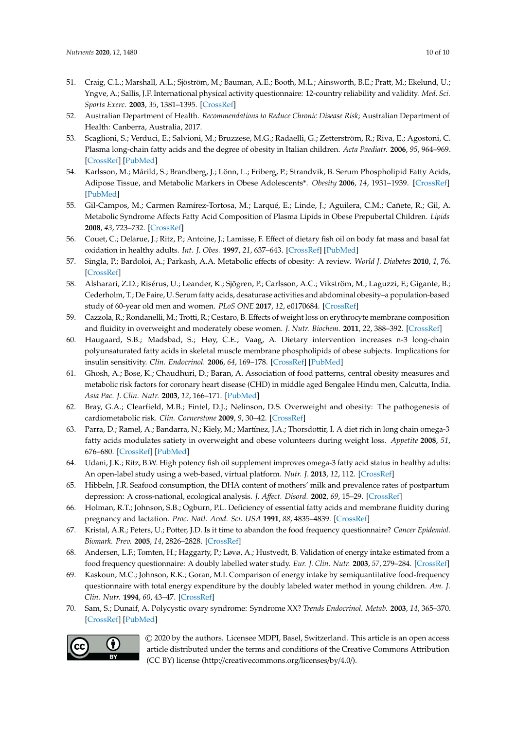51. Craig, C.L.; Marshall, A.L.; Sjöström, M.; Bauman, A.E.; Booth, M.L.; Ainsworth, B.E.; Pratt, M.; Ekelund, U.; Yngve, A.; Sallis, J.F. International physical activity questionnaire: 12-country reliability and validity. *Med. Sci. Sports Exerc.* **2003**, *35*, 1381–1395. [CrossRef]
52. Australian Department of Health. *Recommendations to Reduce Chronic Disease Risk*; Australian Department of Health: Canberra, Australia, 2017.
53. Scaglioni, S.; Verduci, E.; Salvioni, M.; Bruzzese, M.G.; Radaelli, G.; Zetterström, R.; Riva, E.; Agostoni, C. Plasma long-chain fatty acids and the degree of obesity in Italian children. *Acta Paediatr.* **2006**, *95*, 964–969. [CrossRef] [PubMed]
54. Karlsson, M.; Mårild, S.; Brandberg, J.; Lönn, L.; Friberg, P.; Strandvik, B. Serum Phospholipid Fatty Acids, Adipose Tissue, and Metabolic Markers in Obese Adolescents*. *Obesity* **2006**, *14*, 1931–1939. [CrossRef] [PubMed]
55. Gil-Campos, M.; Carmen Ramírez-Tortosa, M.; Larqué, E.; Linde, J.; Aguilera, C.M.; Cañete, R.; Gil, A. Metabolic Syndrome Affects Fatty Acid Composition of Plasma Lipids in Obese Prepubertal Children. *Lipids* **2008**, *43*, 723–732. [CrossRef]
56. Couet, C.; Delarue, J.; Ritz, P.; Antoine, J.; Lamisse, F. Effect of dietary fish oil on body fat mass and basal fat oxidation in healthy adults. *Int. J. Obes.* **1997**, *21*, 637–643. [CrossRef] [PubMed]
57. Singla, P.; Bardoloi, A.; Parkash, A.A. Metabolic effects of obesity: A review. *World J. Diabetes* **2010**, *1*, 76. [CrossRef]
58. Alsharari, Z.D.; Risérus, U.; Leander, K.; Sjögren, P.; Carlsson, A.C.; Vikström, M.; Laguzzi, F.; Gigante, B.; Cederholm, T.; De Faire, U. Serum fatty acids, desaturase activities and abdominal obesity–a population-based study of 60-year old men and women. *PLoS ONE* **2017**, *12*, e0170684. [CrossRef]
59. Cazzola, R.; Rondanelli, M.; Trotti, R.; Cestaro, B. Effects of weight loss on erythrocyte membrane composition and fluidity in overweight and moderately obese women. *J. Nutr. Biochem.* **2011**, *22*, 388–392. [CrossRef]
60. Haugaard, S.B.; Madsbad, S.; Høy, C.E.; Vaag, A. Dietary intervention increases n-3 long-chain polyunsaturated fatty acids in skeletal muscle membrane phospholipids of obese subjects. Implications for insulin sensitivity. *Clin. Endocrinol.* **2006**, *64*, 169–178. [CrossRef] [PubMed]
61. Ghosh, A.; Bose, K.; Chaudhuri, D.; Baran, A. Association of food patterns, central obesity measures and metabolic risk factors for coronary heart disease (CHD) in middle aged Bengalee Hindu men, Calcutta, India. *Asia Pac. J. Clin. Nutr.* **2003**, *12*, 166–171. [PubMed]
62. Bray, G.A.; Clearfield, M.B.; Fintel, D.J.; Nelinson, D.S. Overweight and obesity: The pathogenesis of cardiometabolic risk. *Clin. Cornerstone* **2009**, *9*, 30–42. [CrossRef]
63. Parra, D.; Ramel, A.; Bandarra, N.; Kiely, M.; Martínez, J.A.; Thorsdottir, I. A diet rich in long chain omega-3 fatty acids modulates satiety in overweight and obese volunteers during weight loss. *Appetite* **2008**, *51*, 676–680. [CrossRef] [PubMed]
64. Udani, J.K.; Ritz, B.W. High potency fish oil supplement improves omega-3 fatty acid status in healthy adults: An open-label study using a web-based, virtual platform. *Nutr. J.* **2013**, *12*, 112. [CrossRef]
65. Hibbeln, J.R. Seafood consumption, the DHA content of mothers' milk and prevalence rates of postpartum depression: A cross-national, ecological analysis. *J. Affect. Disord.* **2002**, *69*, 15–29. [CrossRef]
66. Holman, R.T.; Johnson, S.B.; Ogburn, P.L. Deficiency of essential fatty acids and membrane fluidity during pregnancy and lactation. *Proc. Natl. Acad. Sci. USA* **1991**, *88*, 4835–4839. [CrossRef]
67. Kristal, A.R.; Peters, U.; Potter, J.D. Is it time to abandon the food frequency questionnaire? *Cancer Epidemiol. Biomark. Prev.* **2005**, *14*, 2826–2828. [CrossRef]
68. Andersen, L.F.; Tomten, H.; Haggarty, P.; Løvø, A.; Hustvedt, B. Validation of energy intake estimated from a food frequency questionnaire: A doubly labelled water study. *Eur. J. Clin. Nutr.* **2003**, *57*, 279–284. [CrossRef]
69. Kaskoun, M.C.; Johnson, R.K.; Goran, M.I. Comparison of energy intake by semiquantitative food-frequency questionnaire with total energy expenditure by the doubly labeled water method in young children. *Am. J. Clin. Nutr.* **1994**, *60*, 43–47. [CrossRef]
70. Sam, S.; Dunaif, A. Polycystic ovary syndrome: Syndrome XX? *Trends Endocrinol. Metab.* **2003**, *14*, 365–370. [CrossRef] [PubMed]

© 2020 by the authors. Licensee MDPI, Basel, Switzerland. This article is an open access article distributed under the terms and conditions of the Creative Commons Attribution (CC BY) license (http://creativecommons.org/licenses/by/4.0/).